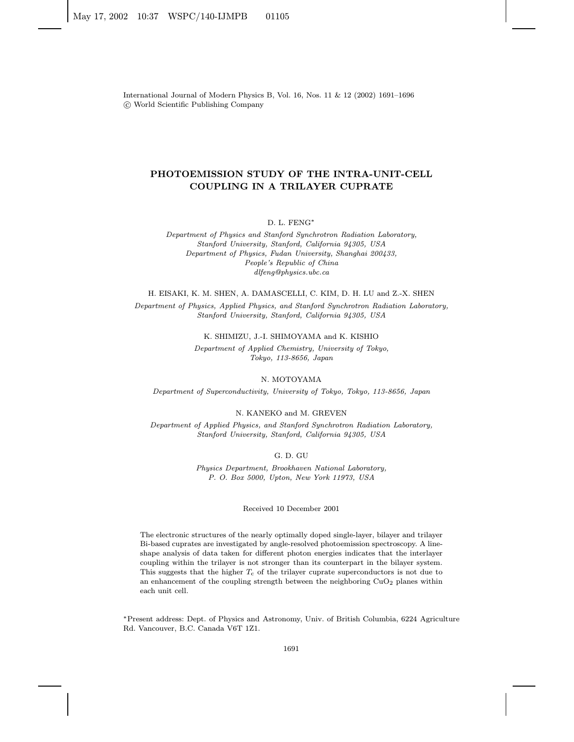# PHOTOEMISSION STUDY OF THE INTRA-UNIT-CELL COUPLING IN A TRILAYER CUPRATE

D. L. FENG*

*Department of Physics and Stanford Synchrotron Radiation Laboratory, Stanford University, Stanford, California 94305, USA*
*Department of Physics, Fudan University, Shanghai 200433, People's Republic of China*
*dlfeng@physics.ubc.ca*

H. EISAKI, K. M. SHEN, A. DAMASCELLI, C. KIM, D. H. LU and Z.-X. SHEN

*Department of Physics, Applied Physics, and Stanford Synchrotron Radiation Laboratory, Stanford University, Stanford, California 94305, USA*

K. SHIMIZU, J.-I. SHIMOYAMA and K. KISHIO

*Department of Applied Chemistry, University of Tokyo, Tokyo, 113-8656, Japan*

N. MOTOYAMA

*Department of Superconductivity, University of Tokyo, Tokyo, 113-8656, Japan*

N. KANEKO and M. GREVEN

*Department of Applied Physics, and Stanford Synchrotron Radiation Laboratory, Stanford University, Stanford, California 94305, USA*

G. D. GU

*Physics Department, Brookhaven National Laboratory, P. O. Box 5000, Upton, New York 11973, USA*

Received 10 December 2001

The electronic structures of the nearly optimally doped single-layer, bilayer and trilayer Bi-based cuprates are investigated by angle-resolved photoemission spectroscopy. A lineshape analysis of data taken for different photon energies indicates that the interlayer coupling within the trilayer is not stronger than its counterpart in the bilayer system. This suggests that the higher $T_c$ of the trilayer cuprate superconductors is not due to an enhancement of the coupling strength between the neighboring $CuO_2$ planes within each unit cell.

*Present address: Dept. of Physics and Astronomy, Univ. of British Columbia, 6224 Agriculture Rd. Vancouver, B.C. Canada V6T 1Z1.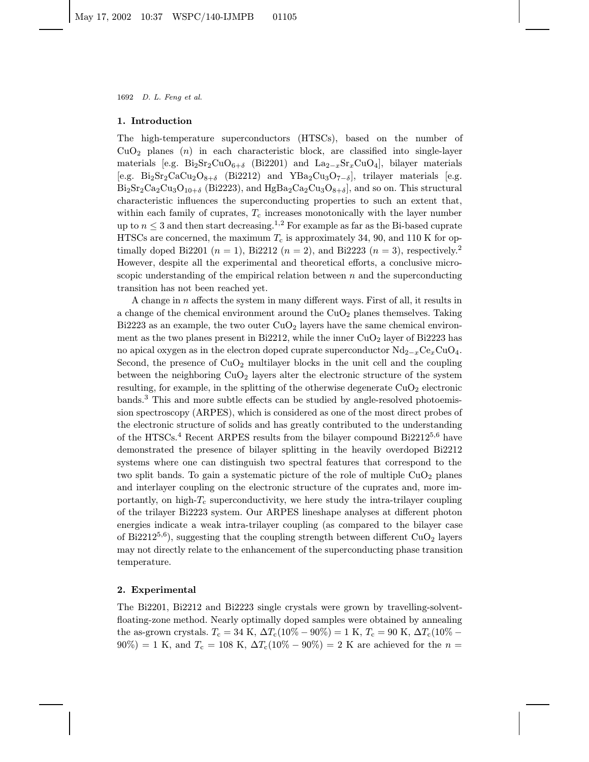## 1. Introduction

The high-temperature superconductors (HTSCs), based on the number of $CuO_2$ planes ($n$) in each characteristic block, are classified into single-layer materials [e.g. $Bi_2Sr_2CuO_{6+\delta}$ (Bi2201) and $La_{2-x}Sr_xCuO_4$], bilayer materials [e.g. $Bi_2Sr_2CaCu_2O_{8+\delta}$ (Bi2212) and $YBa_2Cu_3O_{7-\delta}$], trilayer materials [e.g. $Bi_2Sr_2Ca_2Cu_3O_{10+\delta}$ (Bi2223), and $HgBa_2Ca_2Cu_3O_{8+\delta}$], and so on. This structural characteristic influences the superconducting properties to such an extent that, within each family of cuprates, $T_c$ increases monotonically with the layer number up to $n \leq 3$ and then start decreasing.[1,2] For example as far as the Bi-based cuprate HTSCs are concerned, the maximum $T_c$ is approximately 34, 90, and 110 K for optimally doped Bi2201 ($n = 1$), Bi2212 ($n = 2$), and Bi2223 ($n = 3$), respectively.[2] However, despite all the experimental and theoretical efforts, a conclusive microscopic understanding of the empirical relation between $n$ and the superconducting transition has not been reached yet.

A change in $n$ affects the system in many different ways. First of all, it results in a change of the chemical environment around the $CuO_2$ planes themselves. Taking Bi2223 as an example, the two outer $CuO_2$ layers have the same chemical environment as the two planes present in Bi2212, while the inner $CuO_2$ layer of Bi2223 has no apical oxygen as in the electron doped cuprate superconductor $Nd_{2-x}Ce_xCuO_4$. Second, the presence of $CuO_2$ multilayer blocks in the unit cell and the coupling between the neighboring $CuO_2$ layers alter the electronic structure of the system resulting, for example, in the splitting of the otherwise degenerate $CuO_2$ electronic bands.[3] This and more subtle effects can be studied by angle-resolved photoemission spectroscopy (ARPES), which is considered as one of the most direct probes of the electronic structure of solids and has greatly contributed to the understanding of the HTSCs.[4] Recent ARPES results from the bilayer compound Bi2212[5,6] have demonstrated the presence of bilayer splitting in the heavily overdoped Bi2212 systems where one can distinguish two spectral features that correspond to the two split bands. To gain a systematic picture of the role of multiple $CuO_2$ planes and interlayer coupling on the electronic structure of the cuprates and, more importantly, on high-$T_c$ superconductivity, we here study the intra-trilayer coupling of the trilayer Bi2223 system. Our ARPES lineshape analyses at different photon energies indicate a weak intra-trilayer coupling (as compared to the bilayer case of Bi2212[5,6]), suggesting that the coupling strength between different $CuO_2$ layers may not directly relate to the enhancement of the superconducting phase transition temperature.

## 2. Experimental

The Bi2201, Bi2212 and Bi2223 single crystals were grown by travelling-solvent-floating-zone method. Nearly optimally doped samples were obtained by annealing the as-grown crystals. $T_c = 34$ K, $\Delta T_c(10\% - 90\%) = 1$ K, $T_c = 90$ K, $\Delta T_c(10\% - 90\%) = 1$ K, and $T_c = 108$ K, $\Delta T_c(10\% - 90\%) = 2$ K are achieved for the $n =$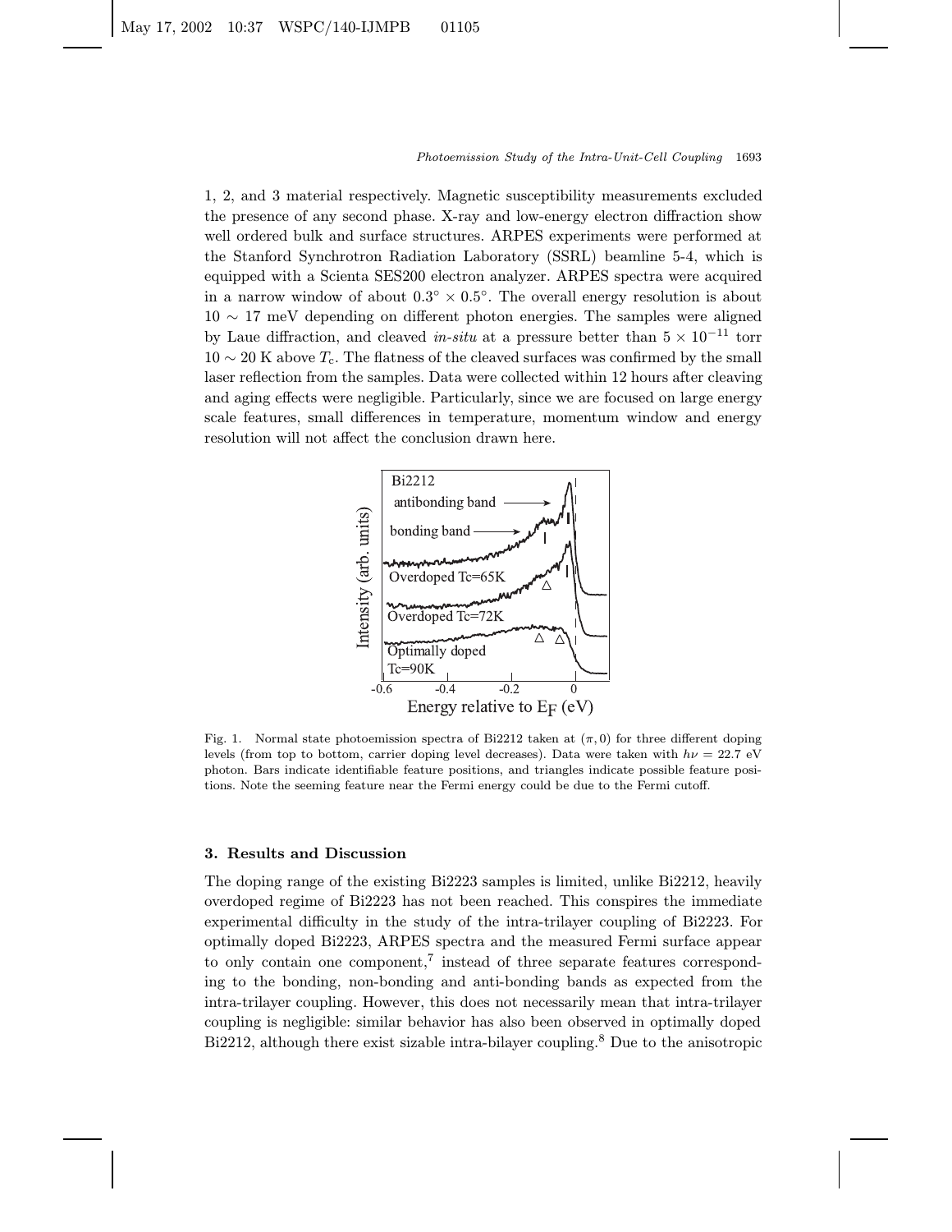1, 2, and 3 material respectively. Magnetic susceptibility measurements excluded the presence of any second phase. X-ray and low-energy electron diffraction show well ordered bulk and surface structures. ARPES experiments were performed at the Stanford Synchrotron Radiation Laboratory (SSRL) beamline 5-4, which is equipped with a Scienta SES200 electron analyzer. ARPES spectra were acquired in a narrow window of about $0.3^\circ \times 0.5^\circ$. The overall energy resolution is about $10 \sim 17$ meV depending on different photon energies. The samples were aligned by Laue diffraction, and cleaved *in-situ* at a pressure better than $5 \times 10^{-11}$ torr $10 \sim 20$ K above $T_c$. The flatness of the cleaved surfaces was confirmed by the small laser reflection from the samples. Data were collected within 12 hours after cleaving and aging effects were negligible. Particularly, since we are focused on large energy scale features, small differences in temperature, momentum window and energy resolution will not affect the conclusion drawn here.

Fig. 1. Normal state photoemission spectra of Bi2212 taken at $(\pi, 0)$ for three different doping levels (from top to bottom, carrier doping level decreases). Data were taken with $h\nu = 22.7$ eV photon. Bars indicate identifiable feature positions, and triangles indicate possible feature positions. Note the seeming feature near the Fermi energy could be due to the Fermi cutoff.

### 3. Results and Discussion

The doping range of the existing Bi2223 samples is limited, unlike Bi2212, heavily overdoped regime of Bi2223 has not been reached. This conspires the immediate experimental difficulty in the study of the intra-trilayer coupling of Bi2223. For optimally doped Bi2223, ARPES spectra and the measured Fermi surface appear to only contain one component,[7] instead of three separate features corresponding to the bonding, non-bonding and anti-bonding bands as expected from the intra-trilayer coupling. However, this does not necessarily mean that intra-trilayer coupling is negligible: similar behavior has also been observed in optimally doped Bi2212, although there exist sizable intra-bilayer coupling.[8] Due to the anisotropic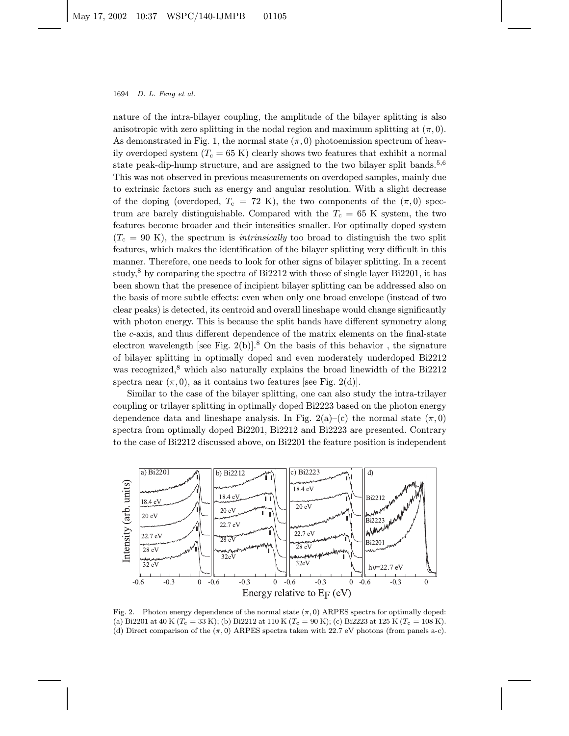nature of the intra-bilayer coupling, the amplitude of the bilayer splitting is also anisotropic with zero splitting in the nodal region and maximum splitting at $(\pi, 0)$. As demonstrated in Fig. 1, the normal state $(\pi, 0)$ photoemission spectrum of heavily overdoped system ($T_c = 65$ K) clearly shows two features that exhibit a normal state peak-dip-hump structure, and are assigned to the two bilayer split bands.[5,6] This was not observed in previous measurements on overdoped samples, mainly due to extrinsic factors such as energy and angular resolution. With a slight decrease of the doping (overdoped, $T_c = 72$ K), the two components of the $(\pi, 0)$ spectrum are barely distinguishable. Compared with the $T_c = 65$ K system, the two features become broader and their intensities smaller. For optimally doped system ($T_c = 90$ K), the spectrum is *intrinsically* too broad to distinguish the two split features, which makes the identification of the bilayer splitting very difficult in this manner. Therefore, one needs to look for other signs of bilayer splitting. In a recent study,[8] by comparing the spectra of Bi2212 with those of single layer Bi2201, it has been shown that the presence of incipient bilayer splitting can be addressed also on the basis of more subtle effects: even when only one broad envelope (instead of two clear peaks) is detected, its centroid and overall lineshape would change significantly with photon energy. This is because the split bands have different symmetry along the $c$-axis, and thus different dependence of the matrix elements on the final-state electron wavelength [see Fig. 2(b)].[8] On the basis of this behavior , the signature of bilayer splitting in optimally doped and even moderately underdoped Bi2212 was recognized,[8] which also naturally explains the broad linewidth of the Bi2212 spectra near $(\pi, 0)$, as it contains two features [see Fig. 2(d)].

Similar to the case of the bilayer splitting, one can also study the intra-trilayer coupling or trilayer splitting in optimally doped Bi2223 based on the photon energy dependence data and lineshape analysis. In Fig. 2(a)–(c) the normal state $(\pi, 0)$ spectra from optimally doped Bi2201, Bi2212 and Bi2223 are presented. Contrary to the case of Bi2212 discussed above, on Bi2201 the feature position is independent

Fig. 2. Photon energy dependence of the normal state $(\pi, 0)$ ARPES spectra for optimally doped: (a) Bi2201 at 40 K ($T_c = 33$ K); (b) Bi2212 at 110 K ($T_c = 90$ K); (c) Bi2223 at 125 K ($T_c = 108$ K). (d) Direct comparison of the $(\pi, 0)$ ARPES spectra taken with 22.7 eV photons (from panels a-c).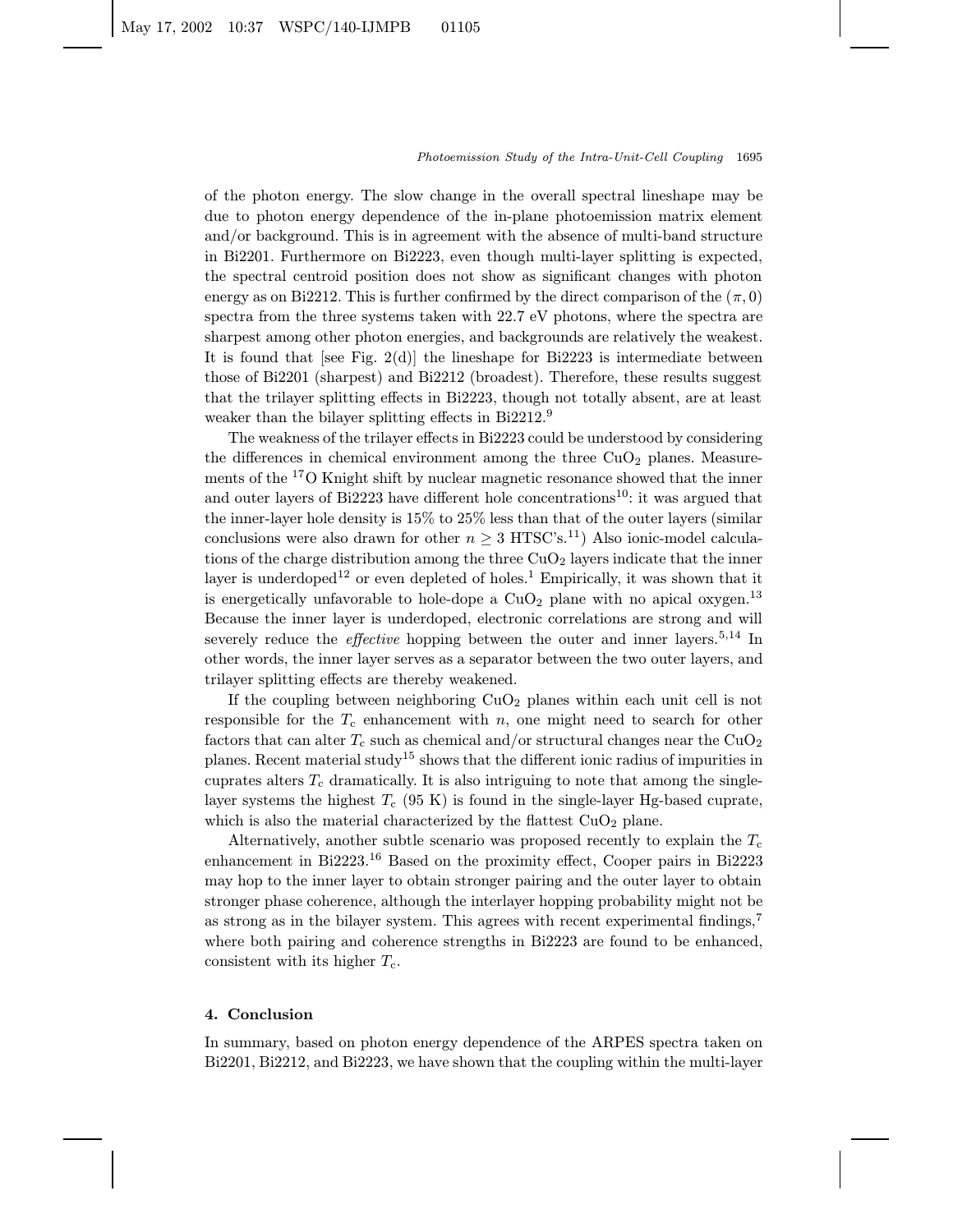of the photon energy. The slow change in the overall spectral lineshape may be due to photon energy dependence of the in-plane photoemission matrix element and/or background. This is in agreement with the absence of multi-band structure in Bi2201. Furthermore on Bi2223, even though multi-layer splitting is expected, the spectral centroid position does not show as significant changes with photon energy as on Bi2212. This is further confirmed by the direct comparison of the $(\pi, 0)$ spectra from the three systems taken with 22.7 eV photons, where the spectra are sharpest among other photon energies, and backgrounds are relatively the weakest. It is found that [see Fig. 2(d)] the lineshape for Bi2223 is intermediate between those of Bi2201 (sharpest) and Bi2212 (broadest). Therefore, these results suggest that the trilayer splitting effects in Bi2223, though not totally absent, are at least weaker than the bilayer splitting effects in Bi2212.[9]

The weakness of the trilayer effects in Bi2223 could be understood by considering the differences in chemical environment among the three $CuO_2$ planes. Measurements of the $^{17}O$ Knight shift by nuclear magnetic resonance showed that the inner and outer layers of Bi2223 have different hole concentrations[10]: it was argued that the inner-layer hole density is 15% to 25% less than that of the outer layers (similar conclusions were also drawn for other $n \geq 3$ HTSC's.[11]) Also ionic-model calculations of the charge distribution among the three $CuO_2$ layers indicate that the inner layer is underdoped[12] or even depleted of holes.[1] Empirically, it was shown that it is energetically unfavorable to hole-dope a $CuO_2$ plane with no apical oxygen.[13] Because the inner layer is underdoped, electronic correlations are strong and will severely reduce the *effective* hopping between the outer and inner layers.[5,14] In other words, the inner layer serves as a separator between the two outer layers, and trilayer splitting effects are thereby weakened.

If the coupling between neighboring $CuO_2$ planes within each unit cell is not responsible for the $T_c$ enhancement with $n$, one might need to search for other factors that can alter $T_c$ such as chemical and/or structural changes near the $CuO_2$ planes. Recent material study[15] shows that the different ionic radius of impurities in cuprates alters $T_c$ dramatically. It is also intriguing to note that among the single-layer systems the highest $T_c$ (95 K) is found in the single-layer Hg-based cuprate, which is also the material characterized by the flattest $CuO_2$ plane.

Alternatively, another subtle scenario was proposed recently to explain the $T_c$ enhancement in Bi2223.[16] Based on the proximity effect, Cooper pairs in Bi2223 may hop to the inner layer to obtain stronger pairing and the outer layer to obtain stronger phase coherence, although the interlayer hopping probability might not be as strong as in the bilayer system. This agrees with recent experimental findings,[7] where both pairing and coherence strengths in Bi2223 are found to be enhanced, consistent with its higher $T_c$.

## 4. Conclusion

In summary, based on photon energy dependence of the ARPES spectra taken on Bi2201, Bi2212, and Bi2223, we have shown that the coupling within the multi-layer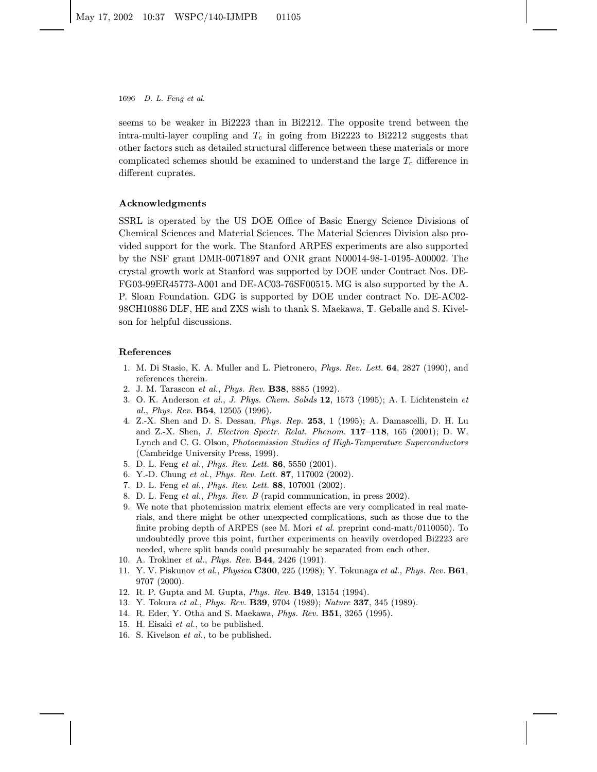seems to be weaker in Bi2223 than in Bi2212. The opposite trend between the intra-multi-layer coupling and $T_c$ in going from Bi2223 to Bi2212 suggests that other factors such as detailed structural difference between these materials or more complicated schemes should be examined to understand the large $T_c$ difference in different cuprates.

## Acknowledgments

SSRL is operated by the US DOE Office of Basic Energy Science Divisions of Chemical Sciences and Material Sciences. The Material Sciences Division also provided support for the work. The Stanford ARPES experiments are also supported by the NSF grant DMR-0071897 and ONR grant N00014-98-1-0195-A00002. The crystal growth work at Stanford was supported by DOE under Contract Nos. DE-FG03-99ER45773-A001 and DE-AC03-76SF00515. MG is also supported by the A. P. Sloan Foundation. GDG is supported by DOE under contract No. DE-AC02-98CH10886 DLF, HE and ZXS wish to thank S. Maekawa, T. Geballe and S. Kivelson for helpful discussions.

## References

1. M. Di Stasio, K. A. Muller and L. Pietronero, *Phys. Rev. Lett.* **64**, 2827 (1990), and references therein.
2. J. M. Tarascon *et al.*, *Phys. Rev.* **B38**, 8885 (1992).
3. O. K. Anderson *et al.*, *J. Phys. Chem. Solids* **12**, 1573 (1995); A. I. Lichtenstein *et al.*, *Phys. Rev.* **B54**, 12505 (1996).
4. Z.-X. Shen and D. S. Dessau, *Phys. Rep.* **253**, 1 (1995); A. Damascelli, D. H. Lu and Z.-X. Shen, *J. Electron Spectr. Relat. Phenom.* **117–118**, 165 (2001); D. W. Lynch and C. G. Olson, *Photoemission Studies of High-Temperature Superconductors* (Cambridge University Press, 1999).
5. D. L. Feng *et al.*, *Phys. Rev. Lett.* **86**, 5550 (2001).
6. Y.-D. Chung *et al.*, *Phys. Rev. Lett.* **87**, 117002 (2002).
7. D. L. Feng *et al.*, *Phys. Rev. Lett.* **88**, 107001 (2002).
8. D. L. Feng *et al.*, *Phys. Rev. B* (rapid communication, in press 2002).
9. We note that photemission matrix element effects are very complicated in real materials, and there might be other unexpected complications, such as those due to the finite probing depth of ARPES (see M. Mori *et al.* preprint cond-matt/0110050). To undoubtedly prove this point, further experiments on heavily overdoped Bi2223 are needed, where split bands could presumably be separated from each other.
10. A. Trokiner *et al.*, *Phys. Rev.* **B44**, 2426 (1991).
11. Y. V. Piskunov *et al.*, *Physica* **C300**, 225 (1998); Y. Tokunaga *et al.*, *Phys. Rev.* **B61**, 9707 (2000).
12. R. P. Gupta and M. Gupta, *Phys. Rev.* **B49**, 13154 (1994).
13. Y. Tokura *et al.*, *Phys. Rev.* **B39**, 9704 (1989); *Nature* **337**, 345 (1989).
14. R. Eder, Y. Otha and S. Maekawa, *Phys. Rev.* **B51**, 3265 (1995).
15. H. Eisaki *et al.*, to be published.
16. S. Kivelson *et al.*, to be published.